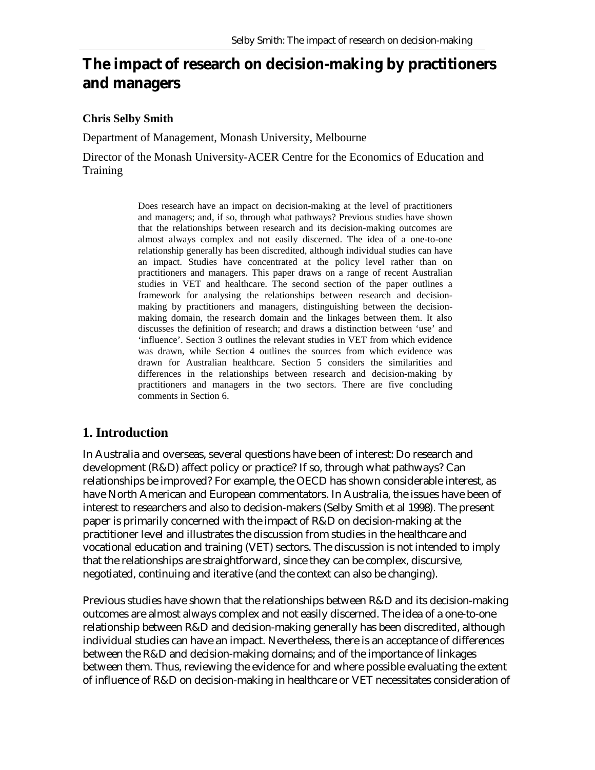# The impact of research on decision-making by practitioners and managers

**Chris Selby Smith**

Department of Management, Monash University, Melbourne

Director of the Monash University-ACER Centre for the Economics of Education and Training

> Does research have an impact on decision-making at the level of practitioners and managers; and, if so, through what pathways? Previous studies have shown that the relationships between research and its decision-making outcomes are almost always complex and not easily discerned. The idea of a one-to-one relationship generally has been discredited, although individual studies can have an impact. Studies have concentrated at the policy level rather than on practitioners and managers. This paper draws on a range of recent Australian studies in VET and healthcare. The second section of the paper outlines a framework for analysing the relationships between research and decision-making by practitioners and managers, distinguishing between the decision-making domain, the research domain and the linkages between them. It also discusses the definition of research; and draws a distinction between 'use' and 'influence'. Section 3 outlines the relevant studies in VET from which evidence was drawn, while Section 4 outlines the sources from which evidence was drawn for Australian healthcare. Section 5 considers the similarities and differences in the relationships between research and decision-making by practitioners and managers in the two sectors. There are five concluding comments in Section 6.

## 1. Introduction

In Australia and overseas, several questions have been of interest: Do research and development (R&D) affect policy or practice? If so, through what pathways? Can relationships be improved? For example, the OECD has shown considerable interest, as have North American and European commentators. In Australia, the issues have been of interest to researchers and also to decision-makers (Selby Smith et al 1998). The present paper is primarily concerned with the impact of R&D on decision-making at the practitioner level and illustrates the discussion from studies in the healthcare and vocational education and training (VET) sectors. The discussion is not intended to imply that the relationships are straightforward, since they can be complex, discursive, negotiated, continuing and iterative (and the context can also be changing).

Previous studies have shown that the relationships between R&D and its decision-making outcomes are almost always complex and not easily discerned. The idea of a one-to-one relationship between R&D and decision-making generally has been discredited, although individual studies can have an impact. Nevertheless, there is an acceptance of differences between the R&D and decision-making domains; and of the importance of linkages between them. Thus, reviewing the evidence for and where possible evaluating the extent of influence of R&D on decision-making in healthcare or VET necessitates consideration of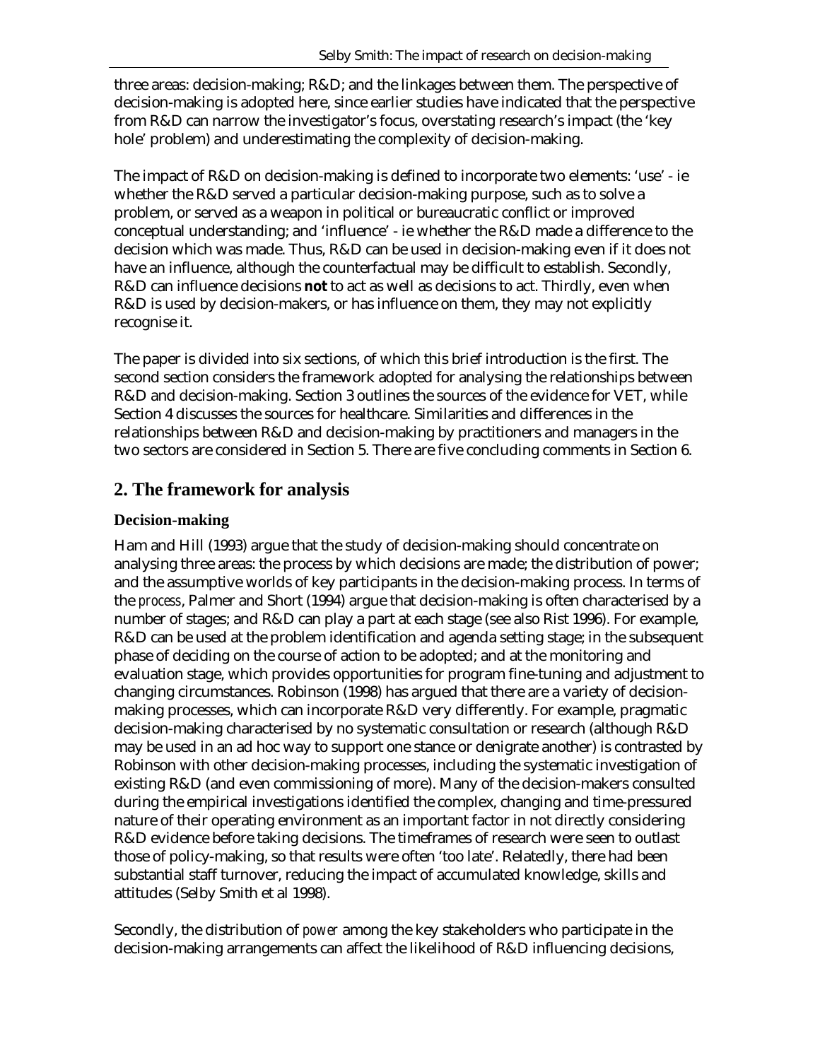three areas: decision-making; R&D; and the linkages between them. The perspective of decision-making is adopted here, since earlier studies have indicated that the perspective from R&D can narrow the investigator's focus, overstating research's impact (the 'key hole' problem) and underestimating the complexity of decision-making.

The impact of R&D on decision-making is defined to incorporate two elements: 'use' - ie whether the R&D served a particular decision-making purpose, such as to solve a problem, or served as a weapon in political or bureaucratic conflict or improved conceptual understanding; and 'influence' - ie whether the R&D made a difference to the decision which was made. Thus, R&D can be used in decision-making even if it does not have an influence, although the counterfactual may be difficult to establish. Secondly, R&D can influence decisions **not** to act as well as decisions to act. Thirdly, even when R&D is used by decision-makers, or has influence on them, they may not explicitly recognise it.

The paper is divided into six sections, of which this brief introduction is the first. The second section considers the framework adopted for analysing the relationships between R&D and decision-making. Section 3 outlines the sources of the evidence for VET, while Section 4 discusses the sources for healthcare. Similarities and differences in the relationships between R&D and decision-making by practitioners and managers in the two sectors are considered in Section 5. There are five concluding comments in Section 6.

## 2. The framework for analysis

### Decision-making

Ham and Hill (1993) argue that the study of decision-making should concentrate on analysing three areas: the process by which decisions are made; the distribution of power; and the assumptive worlds of key participants in the decision-making process. In terms of the *process*, Palmer and Short (1994) argue that decision-making is often characterised by a number of stages; and R&D can play a part at each stage (see also Rist 1996). For example, R&D can be used at the problem identification and agenda setting stage; in the subsequent phase of deciding on the course of action to be adopted; and at the monitoring and evaluation stage, which provides opportunities for program fine-tuning and adjustment to changing circumstances. Robinson (1998) has argued that there are a variety of decision-making processes, which can incorporate R&D very differently. For example, pragmatic decision-making characterised by no systematic consultation or research (although R&D may be used in an ad hoc way to support one stance or denigrate another) is contrasted by Robinson with other decision-making processes, including the systematic investigation of existing R&D (and even commissioning of more). Many of the decision-makers consulted during the empirical investigations identified the complex, changing and time-pressured nature of their operating environment as an important factor in not directly considering R&D evidence before taking decisions. The timeframes of research were seen to outlast those of policy-making, so that results were often 'too late'. Relatedly, there had been substantial staff turnover, reducing the impact of accumulated knowledge, skills and attitudes (Selby Smith et al 1998).

Secondly, the distribution of *power* among the key stakeholders who participate in the decision-making arrangements can affect the likelihood of R&D influencing decisions,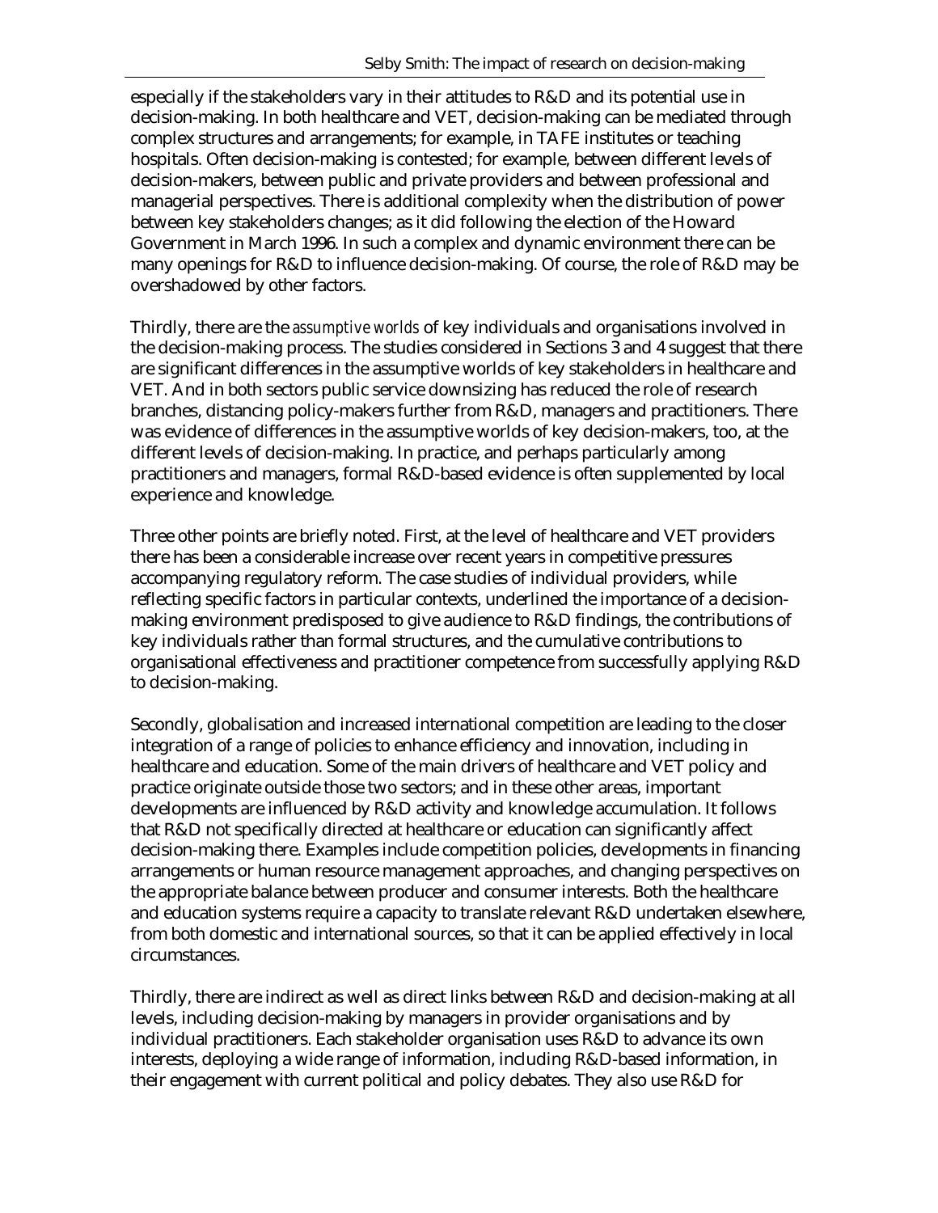especially if the stakeholders vary in their attitudes to R&D and its potential use in decision-making. In both healthcare and VET, decision-making can be mediated through complex structures and arrangements; for example, in TAFE institutes or teaching hospitals. Often decision-making is contested; for example, between different levels of decision-makers, between public and private providers and between professional and managerial perspectives. There is additional complexity when the distribution of power between key stakeholders changes; as it did following the election of the Howard Government in March 1996. In such a complex and dynamic environment there can be many openings for R&D to influence decision-making. Of course, the role of R&D may be overshadowed by other factors.

Thirdly, there are the *assumptive worlds* of key individuals and organisations involved in the decision-making process. The studies considered in Sections 3 and 4 suggest that there are significant differences in the assumptive worlds of key stakeholders in healthcare and VET. And in both sectors public service downsizing has reduced the role of research branches, distancing policy-makers further from R&D, managers and practitioners. There was evidence of differences in the assumptive worlds of key decision-makers, too, at the different levels of decision-making. In practice, and perhaps particularly among practitioners and managers, formal R&D-based evidence is often supplemented by local experience and knowledge.

Three other points are briefly noted. First, at the level of healthcare and VET providers there has been a considerable increase over recent years in competitive pressures accompanying regulatory reform. The case studies of individual providers, while reflecting specific factors in particular contexts, underlined the importance of a decision-making environment predisposed to give audience to R&D findings, the contributions of key individuals rather than formal structures, and the cumulative contributions to organisational effectiveness and practitioner competence from successfully applying R&D to decision-making.

Secondly, globalisation and increased international competition are leading to the closer integration of a range of policies to enhance efficiency and innovation, including in healthcare and education. Some of the main drivers of healthcare and VET policy and practice originate outside those two sectors; and in these other areas, important developments are influenced by R&D activity and knowledge accumulation. It follows that R&D not specifically directed at healthcare or education can significantly affect decision-making there. Examples include competition policies, developments in financing arrangements or human resource management approaches, and changing perspectives on the appropriate balance between producer and consumer interests. Both the healthcare and education systems require a capacity to translate relevant R&D undertaken elsewhere, from both domestic and international sources, so that it can be applied effectively in local circumstances.

Thirdly, there are indirect as well as direct links between R&D and decision-making at all levels, including decision-making by managers in provider organisations and by individual practitioners. Each stakeholder organisation uses R&D to advance its own interests, deploying a wide range of information, including R&D-based information, in their engagement with current political and policy debates. They also use R&D for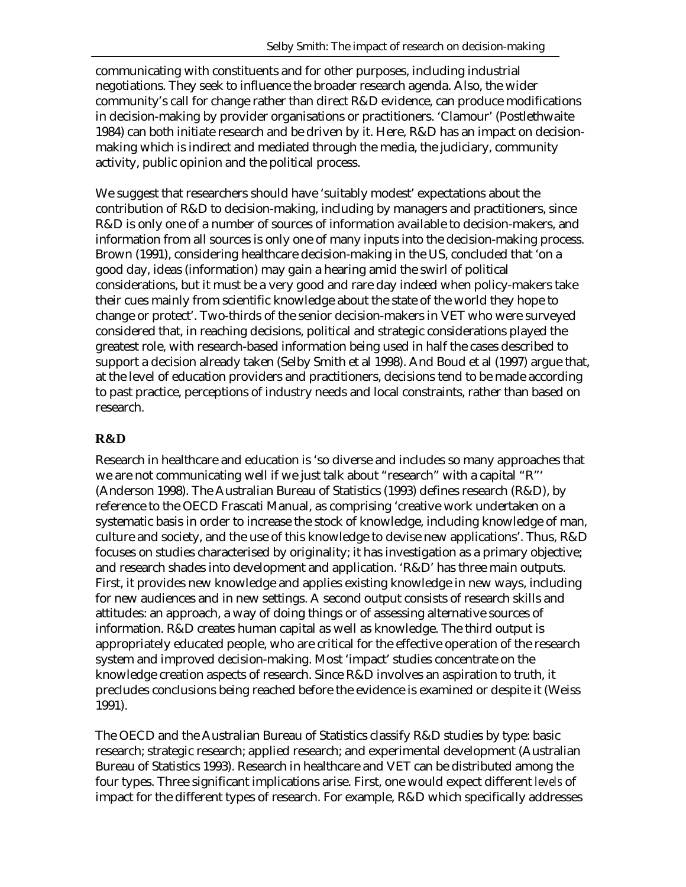communicating with constituents and for other purposes, including industrial negotiations. They seek to influence the broader research agenda. Also, the wider community's call for change rather than direct R&D evidence, can produce modifications in decision-making by provider organisations or practitioners. 'Clamour' (Postlethwaite 1984) can both initiate research and be driven by it. Here, R&D has an impact on decision-making which is indirect and mediated through the media, the judiciary, community activity, public opinion and the political process.

We suggest that researchers should have 'suitably modest' expectations about the contribution of R&D to decision-making, including by managers and practitioners, since R&D is only one of a number of sources of information available to decision-makers, and information from all sources is only one of many inputs into the decision-making process. Brown (1991), considering healthcare decision-making in the US, concluded that 'on a good day, ideas (information) may gain a hearing amid the swirl of political considerations, but it must be a very good and rare day indeed when policy-makers take their cues mainly from scientific knowledge about the state of the world they hope to change or protect'. Two-thirds of the senior decision-makers in VET who were surveyed considered that, in reaching decisions, political and strategic considerations played the greatest role, with research-based information being used in half the cases described to support a decision already taken (Selby Smith et al 1998). And Boud et al (1997) argue that, at the level of education providers and practitioners, decisions tend to be made according to past practice, perceptions of industry needs and local constraints, rather than based on research.

## R&D

Research in healthcare and education is 'so diverse and includes so many approaches that we are not communicating well if we just talk about "research" with a capital "R"' (Anderson 1998). The Australian Bureau of Statistics (1993) defines research (R&D), by reference to the OECD Frascati Manual, as comprising 'creative work undertaken on a systematic basis in order to increase the stock of knowledge, including knowledge of man, culture and society, and the use of this knowledge to devise new applications'. Thus, R&D focuses on studies characterised by originality; it has investigation as a primary objective; and research shades into development and application. 'R&D' has three main outputs. First, it provides new knowledge and applies existing knowledge in new ways, including for new audiences and in new settings. A second output consists of research skills and attitudes: an approach, a way of doing things or of assessing alternative sources of information. R&D creates human capital as well as knowledge. The third output is appropriately educated people, who are critical for the effective operation of the research system and improved decision-making. Most 'impact' studies concentrate on the knowledge creation aspects of research. Since R&D involves an aspiration to truth, it precludes conclusions being reached before the evidence is examined or despite it (Weiss 1991).

The OECD and the Australian Bureau of Statistics classify R&D studies by type: basic research; strategic research; applied research; and experimental development (Australian Bureau of Statistics 1993). Research in healthcare and VET can be distributed among the four types. Three significant implications arise. First, one would expect different *levels* of impact for the different types of research. For example, R&D which specifically addresses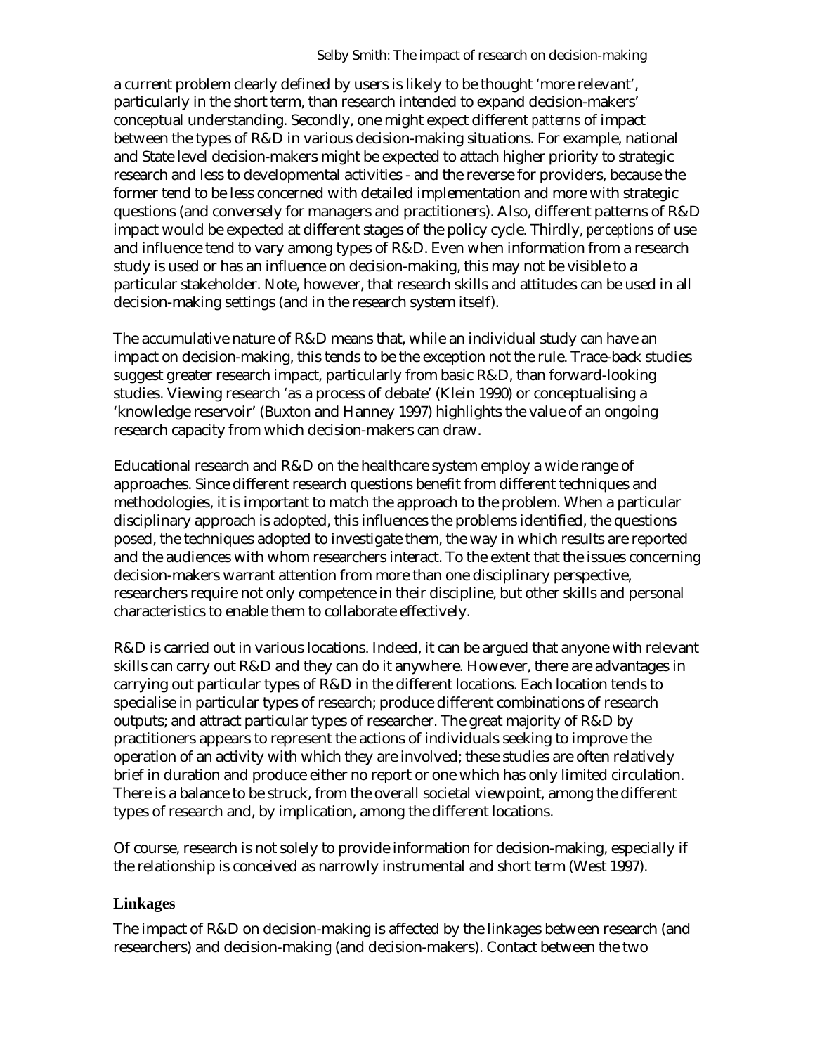a current problem clearly defined by users is likely to be thought 'more relevant', particularly in the short term, than research intended to expand decision-makers' conceptual understanding. Secondly, one might expect different *patterns* of impact between the types of R&D in various decision-making situations. For example, national and State level decision-makers might be expected to attach higher priority to strategic research and less to developmental activities - and the reverse for providers, because the former tend to be less concerned with detailed implementation and more with strategic questions (and conversely for managers and practitioners). Also, different patterns of R&D impact would be expected at different stages of the policy cycle. Thirdly, *perceptions* of use and influence tend to vary among types of R&D. Even when information from a research study is used or has an influence on decision-making, this may not be visible to a particular stakeholder. Note, however, that research skills and attitudes can be used in all decision-making settings (and in the research system itself).

The accumulative nature of R&D means that, while an individual study can have an impact on decision-making, this tends to be the exception not the rule. Trace-back studies suggest greater research impact, particularly from basic R&D, than forward-looking studies. Viewing research 'as a process of debate' (Klein 1990) or conceptualising a 'knowledge reservoir' (Buxton and Hanney 1997) highlights the value of an ongoing research capacity from which decision-makers can draw.

Educational research and R&D on the healthcare system employ a wide range of approaches. Since different research questions benefit from different techniques and methodologies, it is important to match the approach to the problem. When a particular disciplinary approach is adopted, this influences the problems identified, the questions posed, the techniques adopted to investigate them, the way in which results are reported and the audiences with whom researchers interact. To the extent that the issues concerning decision-makers warrant attention from more than one disciplinary perspective, researchers require not only competence in their discipline, but other skills and personal characteristics to enable them to collaborate effectively.

R&D is carried out in various locations. Indeed, it can be argued that anyone with relevant skills can carry out R&D and they can do it anywhere. However, there are advantages in carrying out particular types of R&D in the different locations. Each location tends to specialise in particular types of research; produce different combinations of research outputs; and attract particular types of researcher. The great majority of R&D by practitioners appears to represent the actions of individuals seeking to improve the operation of an activity with which they are involved; these studies are often relatively brief in duration and produce either no report or one which has only limited circulation. There is a balance to be struck, from the overall societal viewpoint, among the different types of research and, by implication, among the different locations.

Of course, research is not solely to provide information for decision-making, especially if the relationship is conceived as narrowly instrumental and short term (West 1997).

### Linkages

The impact of R&D on decision-making is affected by the linkages between research (and researchers) and decision-making (and decision-makers). Contact between the two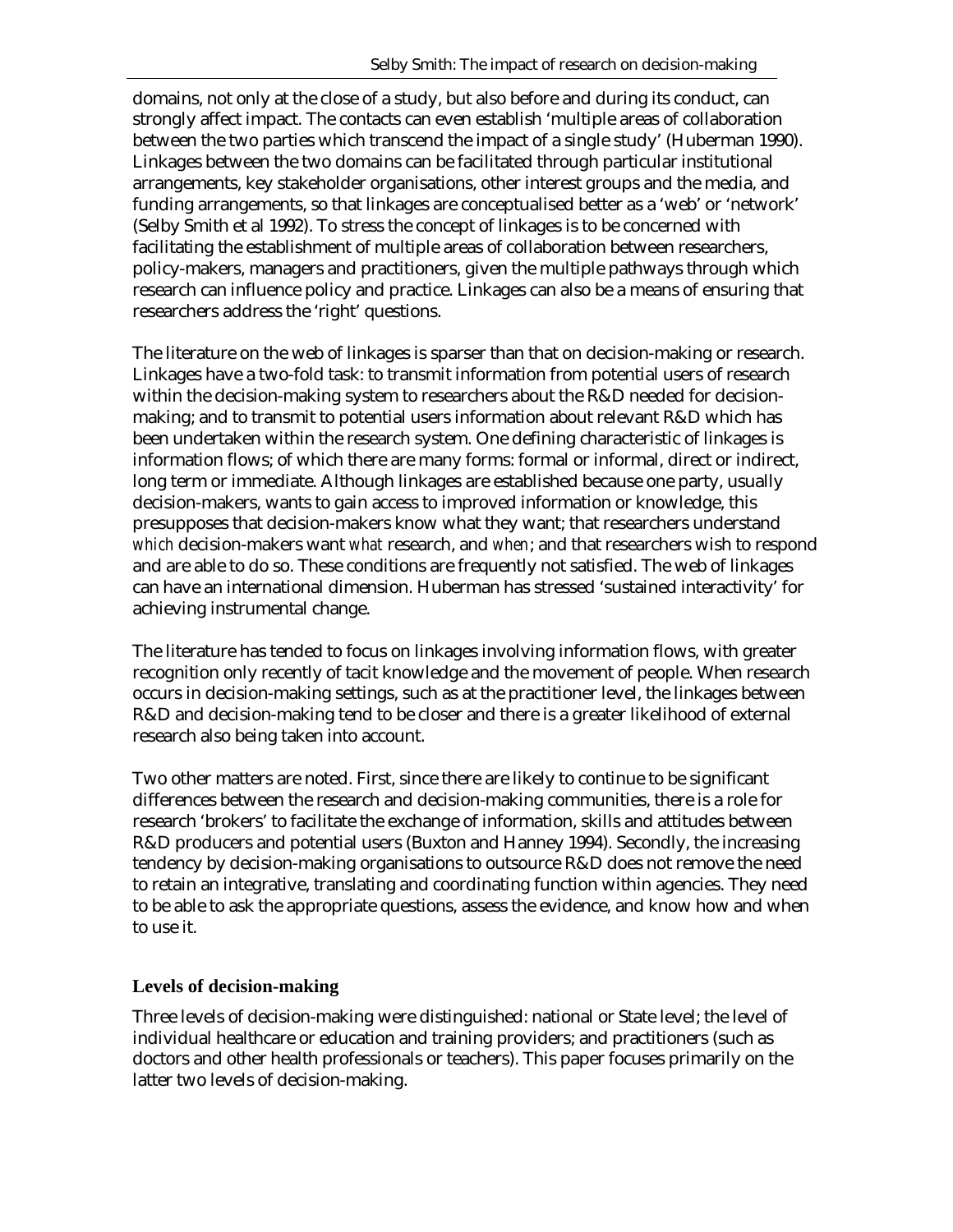domains, not only at the close of a study, but also before and during its conduct, can strongly affect impact. The contacts can even establish 'multiple areas of collaboration between the two parties which transcend the impact of a single study' (Huberman 1990). Linkages between the two domains can be facilitated through particular institutional arrangements, key stakeholder organisations, other interest groups and the media, and funding arrangements, so that linkages are conceptualised better as a 'web' or 'network' (Selby Smith et al 1992). To stress the concept of linkages is to be concerned with facilitating the establishment of multiple areas of collaboration between researchers, policy-makers, managers and practitioners, given the multiple pathways through which research can influence policy and practice. Linkages can also be a means of ensuring that researchers address the 'right' questions.

The literature on the web of linkages is sparser than that on decision-making or research. Linkages have a two-fold task: to transmit information from potential users of research within the decision-making system to researchers about the R&D needed for decision-making; and to transmit to potential users information about relevant R&D which has been undertaken within the research system. One defining characteristic of linkages is information flows; of which there are many forms: formal or informal, direct or indirect, long term or immediate. Although linkages are established because one party, usually decision-makers, wants to gain access to improved information or knowledge, this presupposes that decision-makers know what they want; that researchers understand *which* decision-makers want *what* research, and *when*; and that researchers wish to respond and are able to do so. These conditions are frequently not satisfied. The web of linkages can have an international dimension. Huberman has stressed 'sustained interactivity' for achieving instrumental change.

The literature has tended to focus on linkages involving information flows, with greater recognition only recently of tacit knowledge and the movement of people. When research occurs in decision-making settings, such as at the practitioner level, the linkages between R&D and decision-making tend to be closer and there is a greater likelihood of external research also being taken into account.

Two other matters are noted. First, since there are likely to continue to be significant differences between the research and decision-making communities, there is a role for research 'brokers' to facilitate the exchange of information, skills and attitudes between R&D producers and potential users (Buxton and Hanney 1994). Secondly, the increasing tendency by decision-making organisations to outsource R&D does not remove the need to retain an integrative, translating and coordinating function within agencies. They need to be able to ask the appropriate questions, assess the evidence, and know how and when to use it.

### Levels of decision-making

Three levels of decision-making were distinguished: national or State level; the level of individual healthcare or education and training providers; and practitioners (such as doctors and other health professionals or teachers). This paper focuses primarily on the latter two levels of decision-making.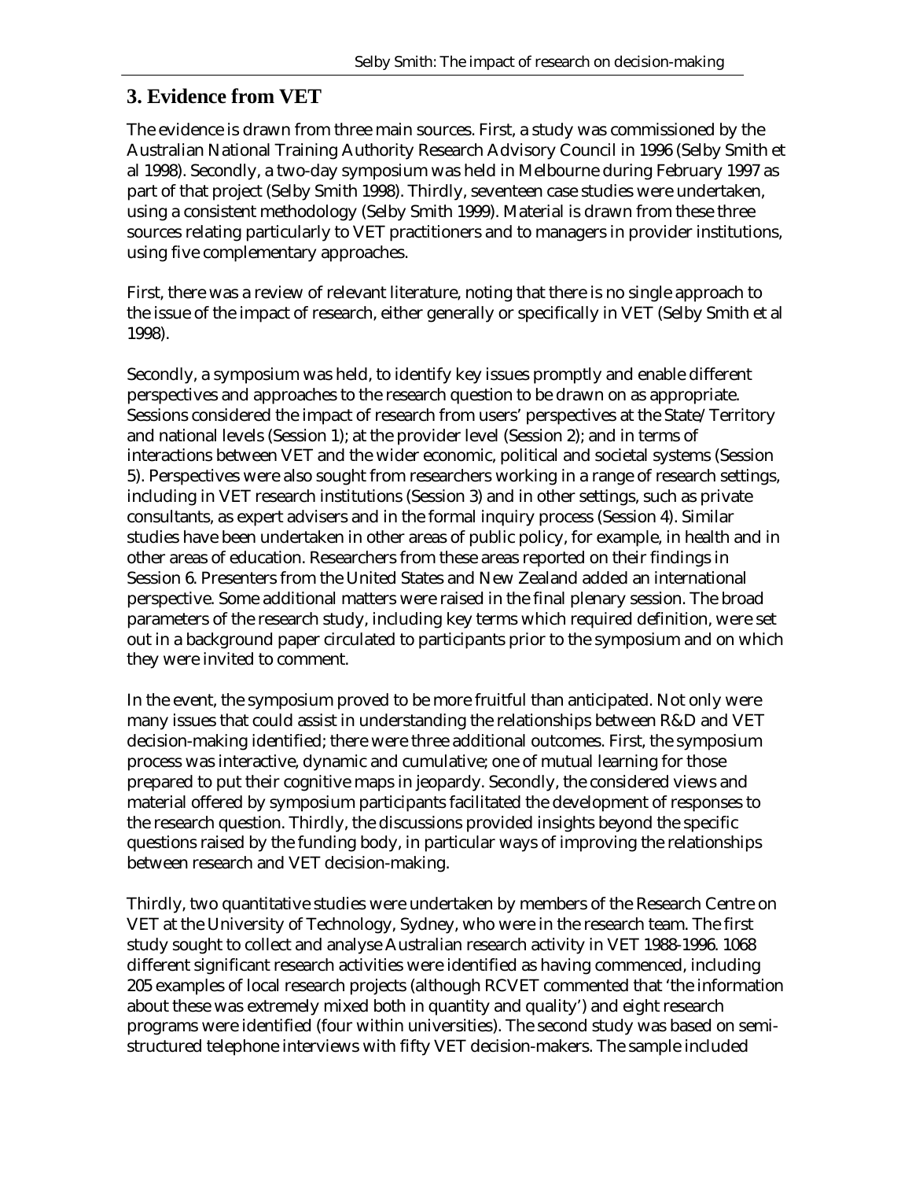## 3. Evidence from VET

The evidence is drawn from three main sources. First, a study was commissioned by the Australian National Training Authority Research Advisory Council in 1996 (Selby Smith et al 1998). Secondly, a two-day symposium was held in Melbourne during February 1997 as part of that project (Selby Smith 1998). Thirdly, seventeen case studies were undertaken, using a consistent methodology (Selby Smith 1999). Material is drawn from these three sources relating particularly to VET practitioners and to managers in provider institutions, using five complementary approaches.

First, there was a review of relevant literature, noting that there is no single approach to the issue of the impact of research, either generally or specifically in VET (Selby Smith et al 1998).

Secondly, a symposium was held, to identify key issues promptly and enable different perspectives and approaches to the research question to be drawn on as appropriate. Sessions considered the impact of research from users' perspectives at the State/Territory and national levels (Session 1); at the provider level (Session 2); and in terms of interactions between VET and the wider economic, political and societal systems (Session 5). Perspectives were also sought from researchers working in a range of research settings, including in VET research institutions (Session 3) and in other settings, such as private consultants, as expert advisers and in the formal inquiry process (Session 4). Similar studies have been undertaken in other areas of public policy, for example, in health and in other areas of education. Researchers from these areas reported on their findings in Session 6. Presenters from the United States and New Zealand added an international perspective. Some additional matters were raised in the final plenary session. The broad parameters of the research study, including key terms which required definition, were set out in a background paper circulated to participants prior to the symposium and on which they were invited to comment.

In the event, the symposium proved to be more fruitful than anticipated. Not only were many issues that could assist in understanding the relationships between R&D and VET decision-making identified; there were three additional outcomes. First, the symposium process was interactive, dynamic and cumulative; one of mutual learning for those prepared to put their cognitive maps in jeopardy. Secondly, the considered views and material offered by symposium participants facilitated the development of responses to the research question. Thirdly, the discussions provided insights beyond the specific questions raised by the funding body, in particular ways of improving the relationships between research and VET decision-making.

Thirdly, two quantitative studies were undertaken by members of the Research Centre on VET at the University of Technology, Sydney, who were in the research team. The first study sought to collect and analyse Australian research activity in VET 1988-1996. 1068 different significant research activities were identified as having commenced, including 205 examples of local research projects (although RCVET commented that 'the information about these was extremely mixed both in quantity and quality') and eight research programs were identified (four within universities). The second study was based on semi-structured telephone interviews with fifty VET decision-makers. The sample included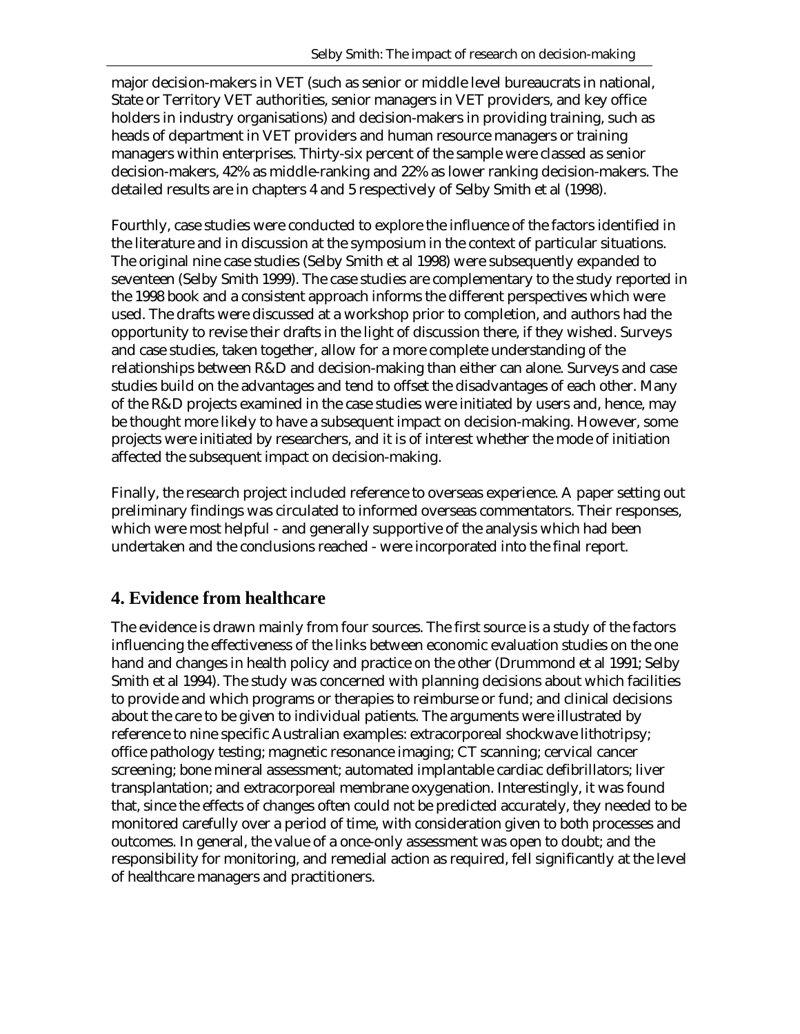major decision-makers in VET (such as senior or middle level bureaucrats in national, State or Territory VET authorities, senior managers in VET providers, and key office holders in industry organisations) and decision-makers in providing training, such as heads of department in VET providers and human resource managers or training managers within enterprises. Thirty-six percent of the sample were classed as senior decision-makers, 42% as middle-ranking and 22% as lower ranking decision-makers. The detailed results are in chapters 4 and 5 respectively of Selby Smith et al (1998).

Fourthly, case studies were conducted to explore the influence of the factors identified in the literature and in discussion at the symposium in the context of particular situations. The original nine case studies (Selby Smith et al 1998) were subsequently expanded to seventeen (Selby Smith 1999). The case studies are complementary to the study reported in the 1998 book and a consistent approach informs the different perspectives which were used. The drafts were discussed at a workshop prior to completion, and authors had the opportunity to revise their drafts in the light of discussion there, if they wished. Surveys and case studies, taken together, allow for a more complete understanding of the relationships between R&D and decision-making than either can alone. Surveys and case studies build on the advantages and tend to offset the disadvantages of each other. Many of the R&D projects examined in the case studies were initiated by users and, hence, may be thought more likely to have a subsequent impact on decision-making. However, some projects were initiated by researchers, and it is of interest whether the mode of initiation affected the subsequent impact on decision-making.

Finally, the research project included reference to overseas experience. A paper setting out preliminary findings was circulated to informed overseas commentators. Their responses, which were most helpful - and generally supportive of the analysis which had been undertaken and the conclusions reached - were incorporated into the final report.

## 4. Evidence from healthcare

The evidence is drawn mainly from four sources. The first source is a study of the factors influencing the effectiveness of the links between economic evaluation studies on the one hand and changes in health policy and practice on the other (Drummond et al 1991; Selby Smith et al 1994). The study was concerned with planning decisions about which facilities to provide and which programs or therapies to reimburse or fund; and clinical decisions about the care to be given to individual patients. The arguments were illustrated by reference to nine specific Australian examples: extracorporeal shockwave lithotripsy; office pathology testing; magnetic resonance imaging; CT scanning; cervical cancer screening; bone mineral assessment; automated implantable cardiac defibrillators; liver transplantation; and extracorporeal membrane oxygenation. Interestingly, it was found that, since the effects of changes often could not be predicted accurately, they needed to be monitored carefully over a period of time, with consideration given to both processes and outcomes. In general, the value of a once-only assessment was open to doubt; and the responsibility for monitoring, and remedial action as required, fell significantly at the level of healthcare managers and practitioners.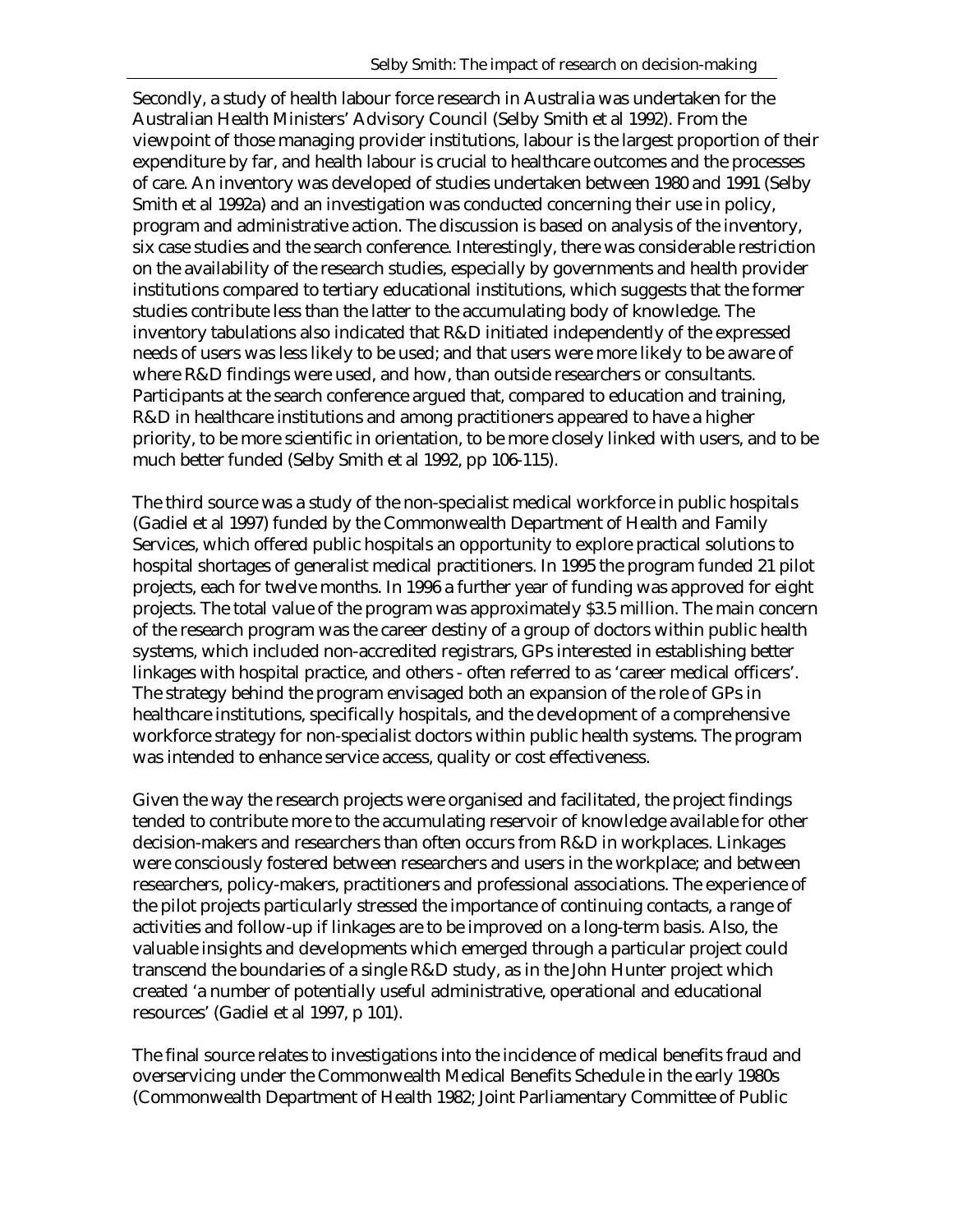Secondly, a study of health labour force research in Australia was undertaken for the Australian Health Ministers' Advisory Council (Selby Smith et al 1992). From the viewpoint of those managing provider institutions, labour is the largest proportion of their expenditure by far, and health labour is crucial to healthcare outcomes and the processes of care. An inventory was developed of studies undertaken between 1980 and 1991 (Selby Smith et al 1992a) and an investigation was conducted concerning their use in policy, program and administrative action. The discussion is based on analysis of the inventory, six case studies and the search conference. Interestingly, there was considerable restriction on the availability of the research studies, especially by governments and health provider institutions compared to tertiary educational institutions, which suggests that the former studies contribute less than the latter to the accumulating body of knowledge. The inventory tabulations also indicated that R&D initiated independently of the expressed needs of users was less likely to be used; and that users were more likely to be aware of where R&D findings were used, and how, than outside researchers or consultants. Participants at the search conference argued that, compared to education and training, R&D in healthcare institutions and among practitioners appeared to have a higher priority, to be more scientific in orientation, to be more closely linked with users, and to be much better funded (Selby Smith et al 1992, pp 106-115).

The third source was a study of the non-specialist medical workforce in public hospitals (Gadiel et al 1997) funded by the Commonwealth Department of Health and Family Services, which offered public hospitals an opportunity to explore practical solutions to hospital shortages of generalist medical practitioners. In 1995 the program funded 21 pilot projects, each for twelve months. In 1996 a further year of funding was approved for eight projects. The total value of the program was approximately $3.5 million. The main concern of the research program was the career destiny of a group of doctors within public health systems, which included non-accredited registrars, GPs interested in establishing better linkages with hospital practice, and others - often referred to as 'career medical officers'. The strategy behind the program envisaged both an expansion of the role of GPs in healthcare institutions, specifically hospitals, and the development of a comprehensive workforce strategy for non-specialist doctors within public health systems. The program was intended to enhance service access, quality or cost effectiveness.

Given the way the research projects were organised and facilitated, the project findings tended to contribute more to the accumulating reservoir of knowledge available for other decision-makers and researchers than often occurs from R&D in workplaces. Linkages were consciously fostered between researchers and users in the workplace; and between researchers, policy-makers, practitioners and professional associations. The experience of the pilot projects particularly stressed the importance of continuing contacts, a range of activities and follow-up if linkages are to be improved on a long-term basis. Also, the valuable insights and developments which emerged through a particular project could transcend the boundaries of a single R&D study, as in the John Hunter project which created 'a number of potentially useful administrative, operational and educational resources' (Gadiel et al 1997, p 101).

The final source relates to investigations into the incidence of medical benefits fraud and overservicing under the Commonwealth Medical Benefits Schedule in the early 1980s (Commonwealth Department of Health 1982; Joint Parliamentary Committee of Public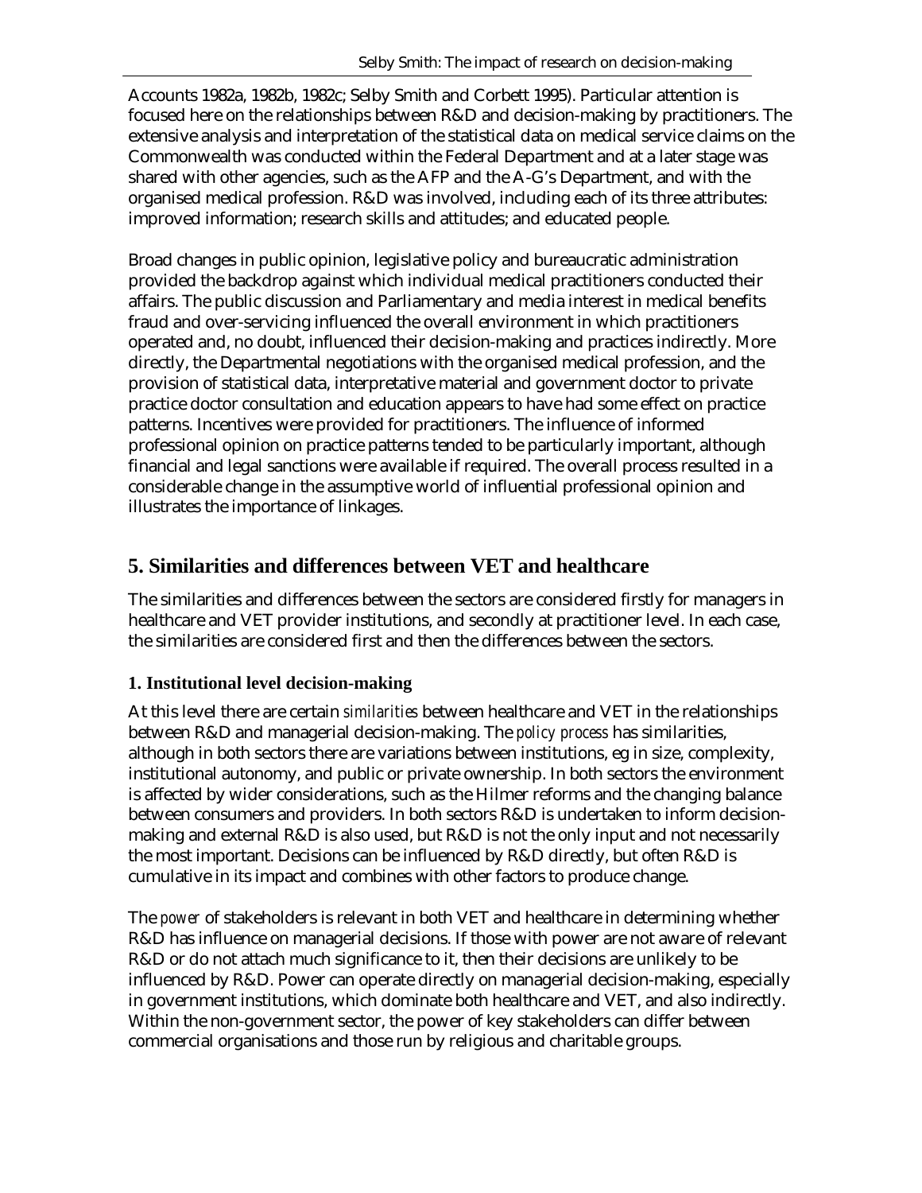Accounts 1982a, 1982b, 1982c; Selby Smith and Corbett 1995). Particular attention is focused here on the relationships between R&D and decision-making by practitioners. The extensive analysis and interpretation of the statistical data on medical service claims on the Commonwealth was conducted within the Federal Department and at a later stage was shared with other agencies, such as the AFP and the A-G's Department, and with the organised medical profession. R&D was involved, including each of its three attributes: improved information; research skills and attitudes; and educated people.

Broad changes in public opinion, legislative policy and bureaucratic administration provided the backdrop against which individual medical practitioners conducted their affairs. The public discussion and Parliamentary and media interest in medical benefits fraud and over-servicing influenced the overall environment in which practitioners operated and, no doubt, influenced their decision-making and practices indirectly. More directly, the Departmental negotiations with the organised medical profession, and the provision of statistical data, interpretative material and government doctor to private practice doctor consultation and education appears to have had some effect on practice patterns. Incentives were provided for practitioners. The influence of informed professional opinion on practice patterns tended to be particularly important, although financial and legal sanctions were available if required. The overall process resulted in a considerable change in the assumptive world of influential professional opinion and illustrates the importance of linkages.

## 5. Similarities and differences between VET and healthcare

The similarities and differences between the sectors are considered firstly for managers in healthcare and VET provider institutions, and secondly at practitioner level. In each case, the similarities are considered first and then the differences between the sectors.

### 1. Institutional level decision-making

At this level there are certain *similarities* between healthcare and VET in the relationships between R&D and managerial decision-making. The *policy process* has similarities, although in both sectors there are variations between institutions, eg in size, complexity, institutional autonomy, and public or private ownership. In both sectors the environment is affected by wider considerations, such as the Hilmer reforms and the changing balance between consumers and providers. In both sectors R&D is undertaken to inform decision-making and external R&D is also used, but R&D is not the only input and not necessarily the most important. Decisions can be influenced by R&D directly, but often R&D is cumulative in its impact and combines with other factors to produce change.

The *power* of stakeholders is relevant in both VET and healthcare in determining whether R&D has influence on managerial decisions. If those with power are not aware of relevant R&D or do not attach much significance to it, then their decisions are unlikely to be influenced by R&D. Power can operate directly on managerial decision-making, especially in government institutions, which dominate both healthcare and VET, and also indirectly. Within the non-government sector, the power of key stakeholders can differ between commercial organisations and those run by religious and charitable groups.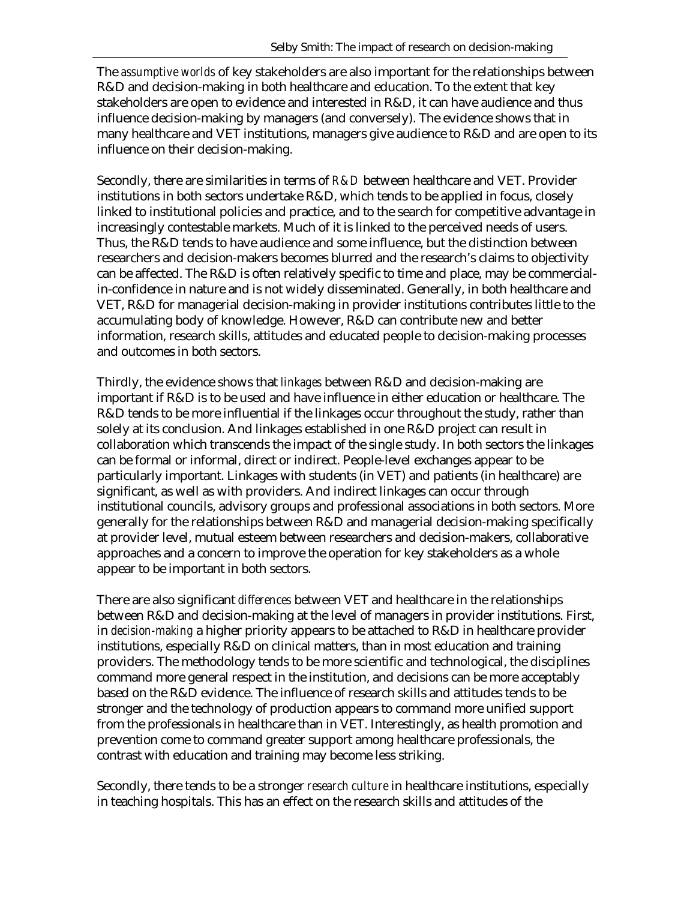The *assumptive worlds* of key stakeholders are also important for the relationships between R&D and decision-making in both healthcare and education. To the extent that key stakeholders are open to evidence and interested in R&D, it can have audience and thus influence decision-making by managers (and conversely). The evidence shows that in many healthcare and VET institutions, managers give audience to R&D and are open to its influence on their decision-making.

Secondly, there are similarities in terms of *R&D* between healthcare and VET. Provider institutions in both sectors undertake R&D, which tends to be applied in focus, closely linked to institutional policies and practice, and to the search for competitive advantage in increasingly contestable markets. Much of it is linked to the perceived needs of users. Thus, the R&D tends to have audience and some influence, but the distinction between researchers and decision-makers becomes blurred and the research's claims to objectivity can be affected. The R&D is often relatively specific to time and place, may be commercial-in-confidence in nature and is not widely disseminated. Generally, in both healthcare and VET, R&D for managerial decision-making in provider institutions contributes little to the accumulating body of knowledge. However, R&D can contribute new and better information, research skills, attitudes and educated people to decision-making processes and outcomes in both sectors.

Thirdly, the evidence shows that *linkages* between R&D and decision-making are important if R&D is to be used and have influence in either education or healthcare. The R&D tends to be more influential if the linkages occur throughout the study, rather than solely at its conclusion. And linkages established in one R&D project can result in collaboration which transcends the impact of the single study. In both sectors the linkages can be formal or informal, direct or indirect. People-level exchanges appear to be particularly important. Linkages with students (in VET) and patients (in healthcare) are significant, as well as with providers. And indirect linkages can occur through institutional councils, advisory groups and professional associations in both sectors. More generally for the relationships between R&D and managerial decision-making specifically at provider level, mutual esteem between researchers and decision-makers, collaborative approaches and a concern to improve the operation for key stakeholders as a whole appear to be important in both sectors.

There are also significant *differences* between VET and healthcare in the relationships between R&D and decision-making at the level of managers in provider institutions. First, in *decision-making* a higher priority appears to be attached to R&D in healthcare provider institutions, especially R&D on clinical matters, than in most education and training providers. The methodology tends to be more scientific and technological, the disciplines command more general respect in the institution, and decisions can be more acceptably based on the R&D evidence. The influence of research skills and attitudes tends to be stronger and the technology of production appears to command more unified support from the professionals in healthcare than in VET. Interestingly, as health promotion and prevention come to command greater support among healthcare professionals, the contrast with education and training may become less striking.

Secondly, there tends to be a stronger *research culture* in healthcare institutions, especially in teaching hospitals. This has an effect on the research skills and attitudes of the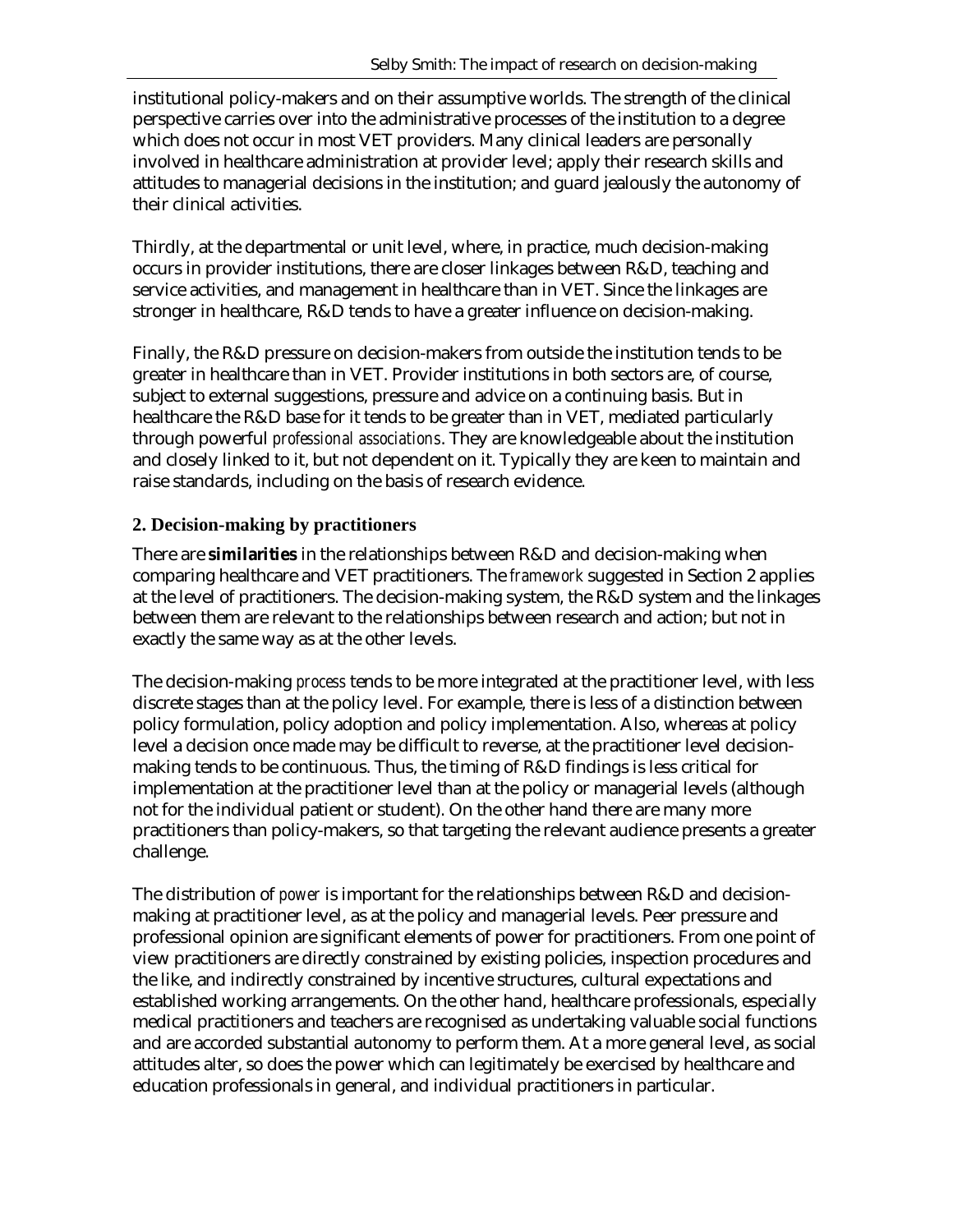institutional policy-makers and on their assumptive worlds. The strength of the clinical perspective carries over into the administrative processes of the institution to a degree which does not occur in most VET providers. Many clinical leaders are personally involved in healthcare administration at provider level; apply their research skills and attitudes to managerial decisions in the institution; and guard jealously the autonomy of their clinical activities.

Thirdly, at the departmental or unit level, where, in practice, much decision-making occurs in provider institutions, there are closer linkages between R&D, teaching and service activities, and management in healthcare than in VET. Since the linkages are stronger in healthcare, R&D tends to have a greater influence on decision-making.

Finally, the R&D pressure on decision-makers from outside the institution tends to be greater in healthcare than in VET. Provider institutions in both sectors are, of course, subject to external suggestions, pressure and advice on a continuing basis. But in healthcare the R&D base for it tends to be greater than in VET, mediated particularly through powerful *professional associations*. They are knowledgeable about the institution and closely linked to it, but not dependent on it. Typically they are keen to maintain and raise standards, including on the basis of research evidence.

## 2. Decision-making by practitioners

There are **similarities** in the relationships between R&D and decision-making when comparing healthcare and VET practitioners. The *framework* suggested in Section 2 applies at the level of practitioners. The decision-making system, the R&D system and the linkages between them are relevant to the relationships between research and action; but not in exactly the same way as at the other levels.

The decision-making *process* tends to be more integrated at the practitioner level, with less discrete stages than at the policy level. For example, there is less of a distinction between policy formulation, policy adoption and policy implementation. Also, whereas at policy level a decision once made may be difficult to reverse, at the practitioner level decision-making tends to be continuous. Thus, the timing of R&D findings is less critical for implementation at the practitioner level than at the policy or managerial levels (although not for the individual patient or student). On the other hand there are many more practitioners than policy-makers, so that targeting the relevant audience presents a greater challenge.

The distribution of *power* is important for the relationships between R&D and decision-making at practitioner level, as at the policy and managerial levels. Peer pressure and professional opinion are significant elements of power for practitioners. From one point of view practitioners are directly constrained by existing policies, inspection procedures and the like, and indirectly constrained by incentive structures, cultural expectations and established working arrangements. On the other hand, healthcare professionals, especially medical practitioners and teachers are recognised as undertaking valuable social functions and are accorded substantial autonomy to perform them. At a more general level, as social attitudes alter, so does the power which can legitimately be exercised by healthcare and education professionals in general, and individual practitioners in particular.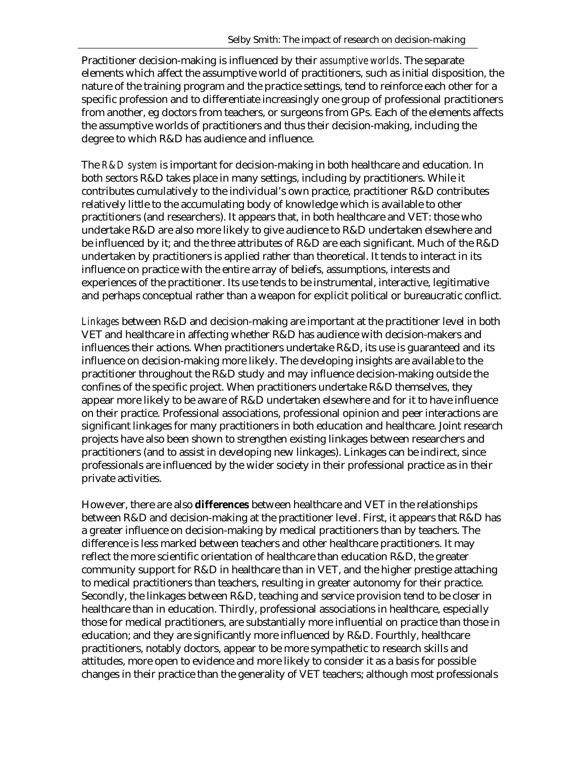Practitioner decision-making is influenced by their *assumptive worlds*. The separate elements which affect the assumptive world of practitioners, such as initial disposition, the nature of the training program and the practice settings, tend to reinforce each other for a specific profession and to differentiate increasingly one group of professional practitioners from another, eg doctors from teachers, or surgeons from GPs. Each of the elements affects the assumptive worlds of practitioners and thus their decision-making, including the degree to which R&D has audience and influence.

The *R&D system* is important for decision-making in both healthcare and education. In both sectors R&D takes place in many settings, including by practitioners. While it contributes cumulatively to the individual's own practice, practitioner R&D contributes relatively little to the accumulating body of knowledge which is available to other practitioners (and researchers). It appears that, in both healthcare and VET: those who undertake R&D are also more likely to give audience to R&D undertaken elsewhere and be influenced by it; and the three attributes of R&D are each significant. Much of the R&D undertaken by practitioners is applied rather than theoretical. It tends to interact in its influence on practice with the entire array of beliefs, assumptions, interests and experiences of the practitioner. Its use tends to be instrumental, interactive, legitimative and perhaps conceptual rather than a weapon for explicit political or bureaucratic conflict.

*Linkages* between R&D and decision-making are important at the practitioner level in both VET and healthcare in affecting whether R&D has audience with decision-makers and influences their actions. When practitioners undertake R&D, its use is guaranteed and its influence on decision-making more likely. The developing insights are available to the practitioner throughout the R&D study and may influence decision-making outside the confines of the specific project. When practitioners undertake R&D themselves, they appear more likely to be aware of R&D undertaken elsewhere and for it to have influence on their practice. Professional associations, professional opinion and peer interactions are significant linkages for many practitioners in both education and healthcare. Joint research projects have also been shown to strengthen existing linkages between researchers and practitioners (and to assist in developing new linkages). Linkages can be indirect, since professionals are influenced by the wider society in their professional practice as in their private activities.

However, there are also **differences** between healthcare and VET in the relationships between R&D and decision-making at the practitioner level. First, it appears that R&D has a greater influence on decision-making by medical practitioners than by teachers. The difference is less marked between teachers and other healthcare practitioners. It may reflect the more scientific orientation of healthcare than education R&D, the greater community support for R&D in healthcare than in VET, and the higher prestige attaching to medical practitioners than teachers, resulting in greater autonomy for their practice. Secondly, the linkages between R&D, teaching and service provision tend to be closer in healthcare than in education. Thirdly, professional associations in healthcare, especially those for medical practitioners, are substantially more influential on practice than those in education; and they are significantly more influenced by R&D. Fourthly, healthcare practitioners, notably doctors, appear to be more sympathetic to research skills and attitudes, more open to evidence and more likely to consider it as a basis for possible changes in their practice than the generality of VET teachers; although most professionals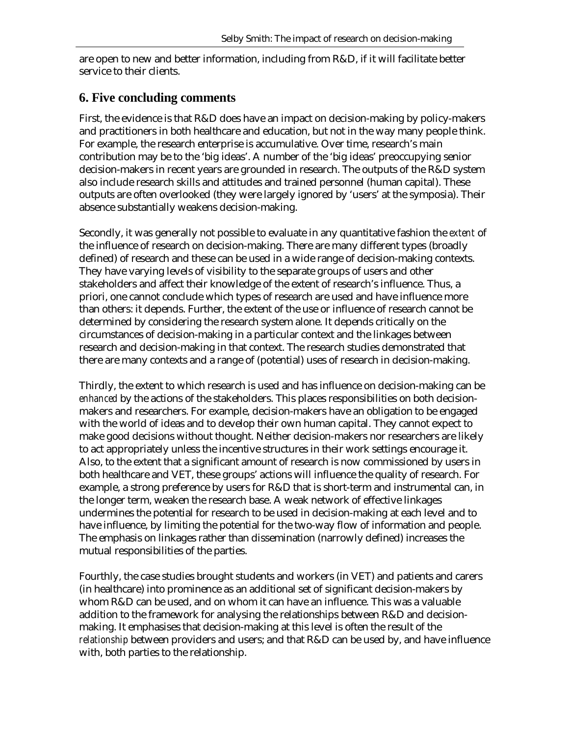are open to new and better information, including from R&D, if it will facilitate better service to their clients.

## 6. Five concluding comments

First, the evidence is that R&D does have an impact on decision-making by policy-makers and practitioners in both healthcare and education, but not in the way many people think. For example, the research enterprise is accumulative. Over time, research's main contribution may be to the 'big ideas'. A number of the 'big ideas' preoccupying senior decision-makers in recent years are grounded in research. The outputs of the R&D system also include research skills and attitudes and trained personnel (human capital). These outputs are often overlooked (they were largely ignored by 'users' at the symposia). Their absence substantially weakens decision-making.

Secondly, it was generally not possible to evaluate in any quantitative fashion the *extent* of the influence of research on decision-making. There are many different types (broadly defined) of research and these can be used in a wide range of decision-making contexts. They have varying levels of visibility to the separate groups of users and other stakeholders and affect their knowledge of the extent of research's influence. Thus, a priori, one cannot conclude which types of research are used and have influence more than others: it depends. Further, the extent of the use or influence of research cannot be determined by considering the research system alone. It depends critically on the circumstances of decision-making in a particular context and the linkages between research and decision-making in that context. The research studies demonstrated that there are many contexts and a range of (potential) uses of research in decision-making.

Thirdly, the extent to which research is used and has influence on decision-making can be *enhanced* by the actions of the stakeholders. This places responsibilities on both decision-makers and researchers. For example, decision-makers have an obligation to be engaged with the world of ideas and to develop their own human capital. They cannot expect to make good decisions without thought. Neither decision-makers nor researchers are likely to act appropriately unless the incentive structures in their work settings encourage it. Also, to the extent that a significant amount of research is now commissioned by users in both healthcare and VET, these groups' actions will influence the quality of research. For example, a strong preference by users for R&D that is short-term and instrumental can, in the longer term, weaken the research base. A weak network of effective linkages undermines the potential for research to be used in decision-making at each level and to have influence, by limiting the potential for the two-way flow of information and people. The emphasis on linkages rather than dissemination (narrowly defined) increases the mutual responsibilities of the parties.

Fourthly, the case studies brought students and workers (in VET) and patients and carers (in healthcare) into prominence as an additional set of significant decision-makers by whom R&D can be used, and on whom it can have an influence. This was a valuable addition to the framework for analysing the relationships between R&D and decision-making. It emphasises that decision-making at this level is often the result of the *relationship* between providers and users; and that R&D can be used by, and have influence with, both parties to the relationship.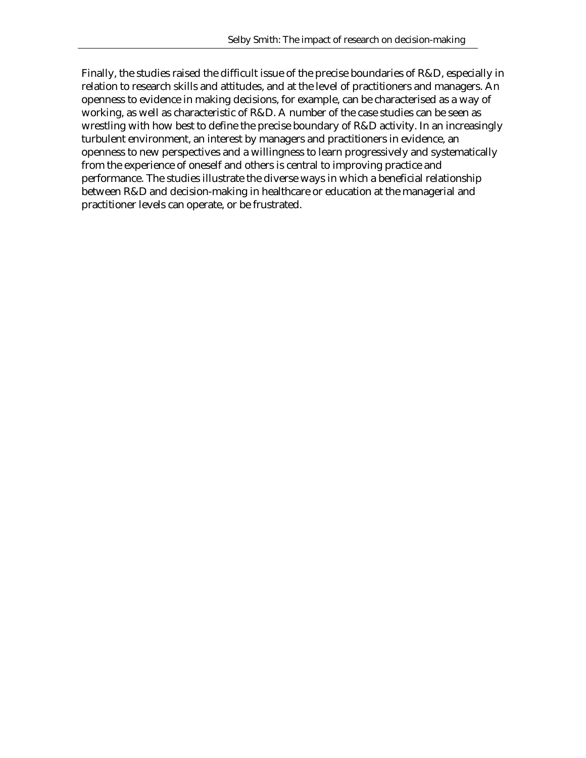Finally, the studies raised the difficult issue of the precise boundaries of R&D, especially in relation to research skills and attitudes, and at the level of practitioners and managers. An openness to evidence in making decisions, for example, can be characterised as a way of working, as well as characteristic of R&D. A number of the case studies can be seen as wrestling with how best to define the precise boundary of R&D activity. In an increasingly turbulent environment, an interest by managers and practitioners in evidence, an openness to new perspectives and a willingness to learn progressively and systematically from the experience of oneself and others is central to improving practice and performance. The studies illustrate the diverse ways in which a beneficial relationship between R&D and decision-making in healthcare or education at the managerial and practitioner levels can operate, or be frustrated.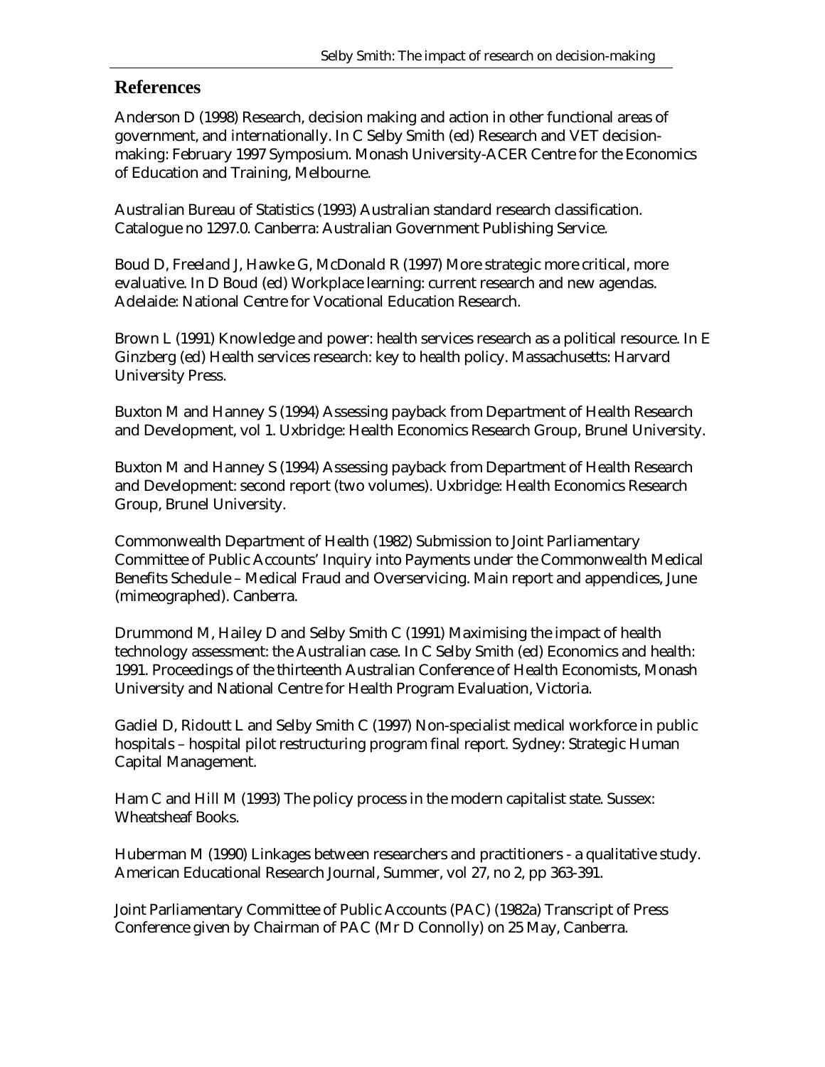## References

Anderson D (1998) Research, decision making and action in other functional areas of government, and internationally. In C Selby Smith (ed) Research and VET decision-making: February 1997 Symposium. Monash University-ACER Centre for the Economics of Education and Training, Melbourne.

Australian Bureau of Statistics (1993) Australian standard research classification. Catalogue no 1297.0. Canberra: Australian Government Publishing Service.

Boud D, Freeland J, Hawke G, McDonald R (1997) More strategic more critical, more evaluative. In D Boud (ed) Workplace learning: current research and new agendas. Adelaide: National Centre for Vocational Education Research.

Brown L (1991) Knowledge and power: health services research as a political resource. In E Ginzberg (ed) Health services research: key to health policy. Massachusetts: Harvard University Press.

Buxton M and Hanney S (1994) Assessing payback from Department of Health Research and Development, vol 1. Uxbridge: Health Economics Research Group, Brunel University.

Buxton M and Hanney S (1994) Assessing payback from Department of Health Research and Development: second report (two volumes). Uxbridge: Health Economics Research Group, Brunel University.

Commonwealth Department of Health (1982) Submission to Joint Parliamentary Committee of Public Accounts' Inquiry into Payments under the Commonwealth Medical Benefits Schedule – Medical Fraud and Overservicing. Main report and appendices, June (mimeographed). Canberra.

Drummond M, Hailey D and Selby Smith C (1991) Maximising the impact of health technology assessment: the Australian case. In C Selby Smith (ed) Economics and health: 1991. Proceedings of the thirteenth Australian Conference of Health Economists, Monash University and National Centre for Health Program Evaluation, Victoria.

Gadiel D, Ridoutt L and Selby Smith C (1997) Non-specialist medical workforce in public hospitals – hospital pilot restructuring program final report. Sydney: Strategic Human Capital Management.

Ham C and Hill M (1993) The policy process in the modern capitalist state. Sussex: Wheatsheaf Books.

Huberman M (1990) Linkages between researchers and practitioners - a qualitative study. American Educational Research Journal, Summer, vol 27, no 2, pp 363-391.

Joint Parliamentary Committee of Public Accounts (PAC) (1982a) Transcript of Press Conference given by Chairman of PAC (Mr D Connolly) on 25 May, Canberra.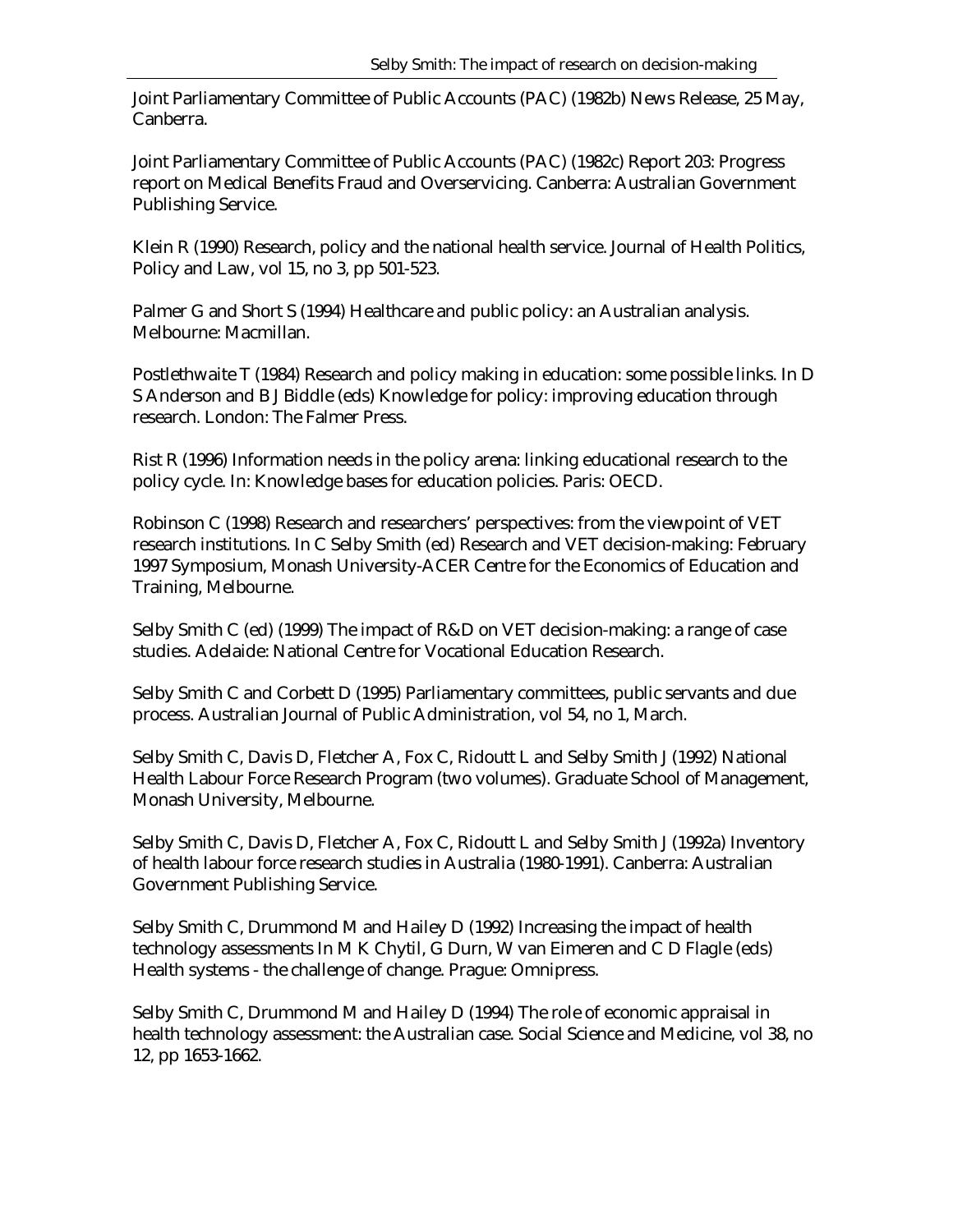Joint Parliamentary Committee of Public Accounts (PAC) (1982b) News Release, 25 May, Canberra.

Joint Parliamentary Committee of Public Accounts (PAC) (1982c) Report 203: Progress report on Medical Benefits Fraud and Overservicing. Canberra: Australian Government Publishing Service.

Klein R (1990) Research, policy and the national health service. Journal of Health Politics, Policy and Law, vol 15, no 3, pp 501-523.

Palmer G and Short S (1994) Healthcare and public policy: an Australian analysis. Melbourne: Macmillan.

Postlethwaite T (1984) Research and policy making in education: some possible links. In D S Anderson and B J Biddle (eds) Knowledge for policy: improving education through research. London: The Falmer Press.

Rist R (1996) Information needs in the policy arena: linking educational research to the policy cycle. In: Knowledge bases for education policies. Paris: OECD.

Robinson C (1998) Research and researchers' perspectives: from the viewpoint of VET research institutions. In C Selby Smith (ed) Research and VET decision-making: February 1997 Symposium, Monash University-ACER Centre for the Economics of Education and Training, Melbourne.

Selby Smith C (ed) (1999) The impact of R&D on VET decision-making: a range of case studies. Adelaide: National Centre for Vocational Education Research.

Selby Smith C and Corbett D (1995) Parliamentary committees, public servants and due process. Australian Journal of Public Administration, vol 54, no 1, March.

Selby Smith C, Davis D, Fletcher A, Fox C, Ridoutt L and Selby Smith J (1992) National Health Labour Force Research Program (two volumes). Graduate School of Management, Monash University, Melbourne.

Selby Smith C, Davis D, Fletcher A, Fox C, Ridoutt L and Selby Smith J (1992a) Inventory of health labour force research studies in Australia (1980-1991). Canberra: Australian Government Publishing Service.

Selby Smith C, Drummond M and Hailey D (1992) Increasing the impact of health technology assessments In M K Chytil, G Durn, W van Eimeren and C D Flagle (eds) Health systems - the challenge of change. Prague: Omnipress.

Selby Smith C, Drummond M and Hailey D (1994) The role of economic appraisal in health technology assessment: the Australian case. Social Science and Medicine, vol 38, no 12, pp 1653-1662.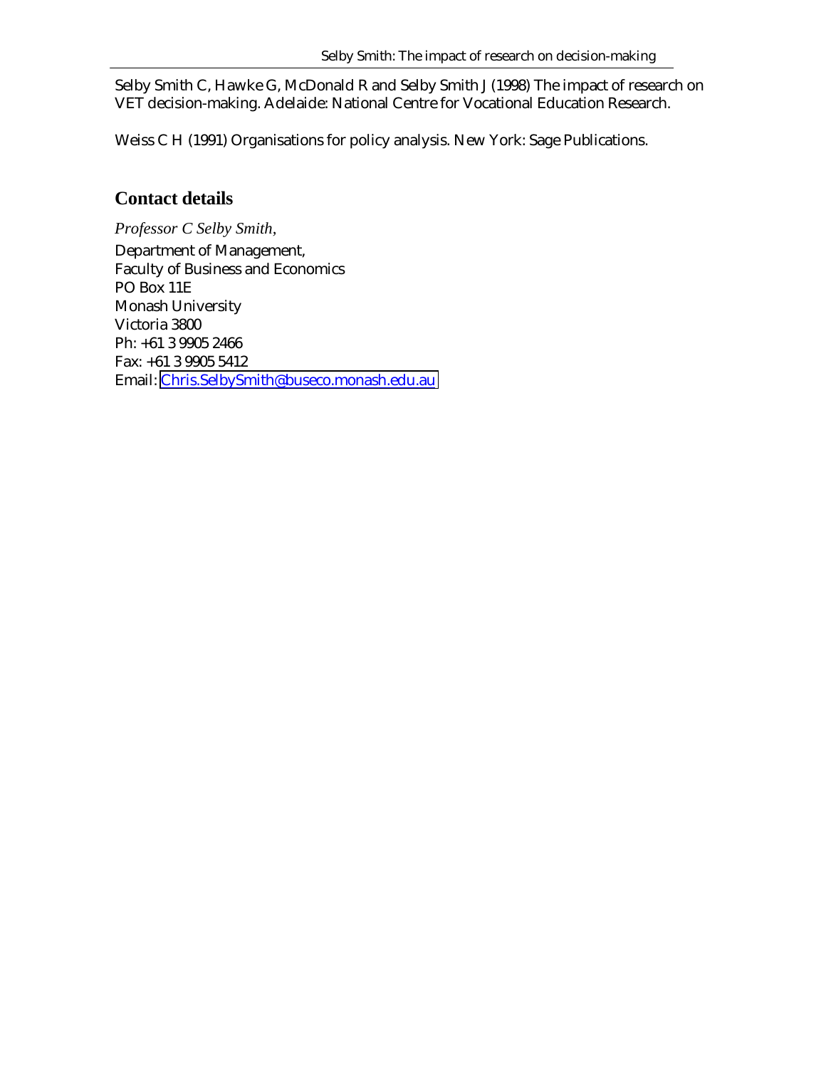Selby Smith C, Hawke G, McDonald R and Selby Smith J (1998) The impact of research on VET decision-making. Adelaide: National Centre for Vocational Education Research.

Weiss C H (1991) Organisations for policy analysis. New York: Sage Publications.

## Contact details

*Professor C Selby Smith,*
Department of Management,
Faculty of Business and Economics
PO Box 11E
Monash University
Victoria 3800
Ph: +61 3 9905 2466
Fax: +61 3 9905 5412
Email: Chris.SelbySmith@buseco.monash.edu.au